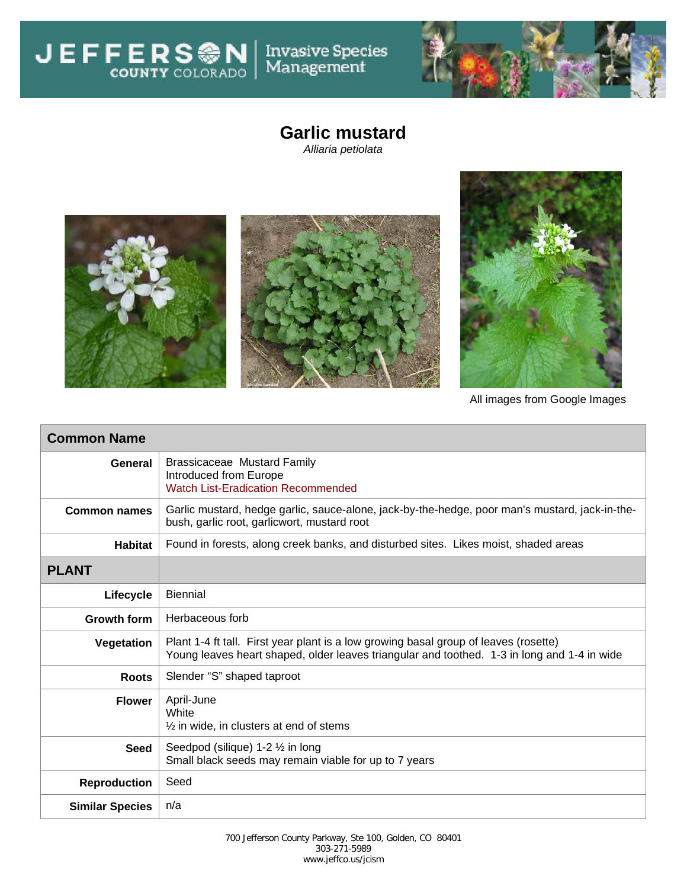JEFFERSON COUNTY COLORADO | Invasive Species Management

# Garlic mustard

*Alliaria petiolata*

All images from Google Images

| Common Name | |
|---|---|
| **General** | Brassicaceae Mustard Family<br>Introduced from Europe<br>Watch List-Eradication Recommended |
| **Common names** | Garlic mustard, hedge garlic, sauce-alone, jack-by-the-hedge, poor man's mustard, jack-in-the-bush, garlic root, garlicwort, mustard root |
| **Habitat** | Found in forests, along creek banks, and disturbed sites. Likes moist, shaded areas |
| **PLANT** | |
| **Lifecycle** | Biennial |
| **Growth form** | Herbaceous forb |
| **Vegetation** | Plant 1-4 ft tall. First year plant is a low growing basal group of leaves (rosette)<br>Young leaves heart shaped, older leaves triangular and toothed. 1-3 in long and 1-4 in wide |
| **Roots** | Slender "S" shaped taproot |
| **Flower** | April-June<br>White<br>½ in wide, in clusters at end of stems |
| **Seed** | Seedpod (silique) 1-2 ½ in long<br>Small black seeds may remain viable for up to 7 years |
| **Reproduction** | Seed |
| **Similar Species** | n/a |

700 Jefferson County Parkway, Ste 100, Golden, CO 80401
303-271-5989
www.jeffco.us/jcism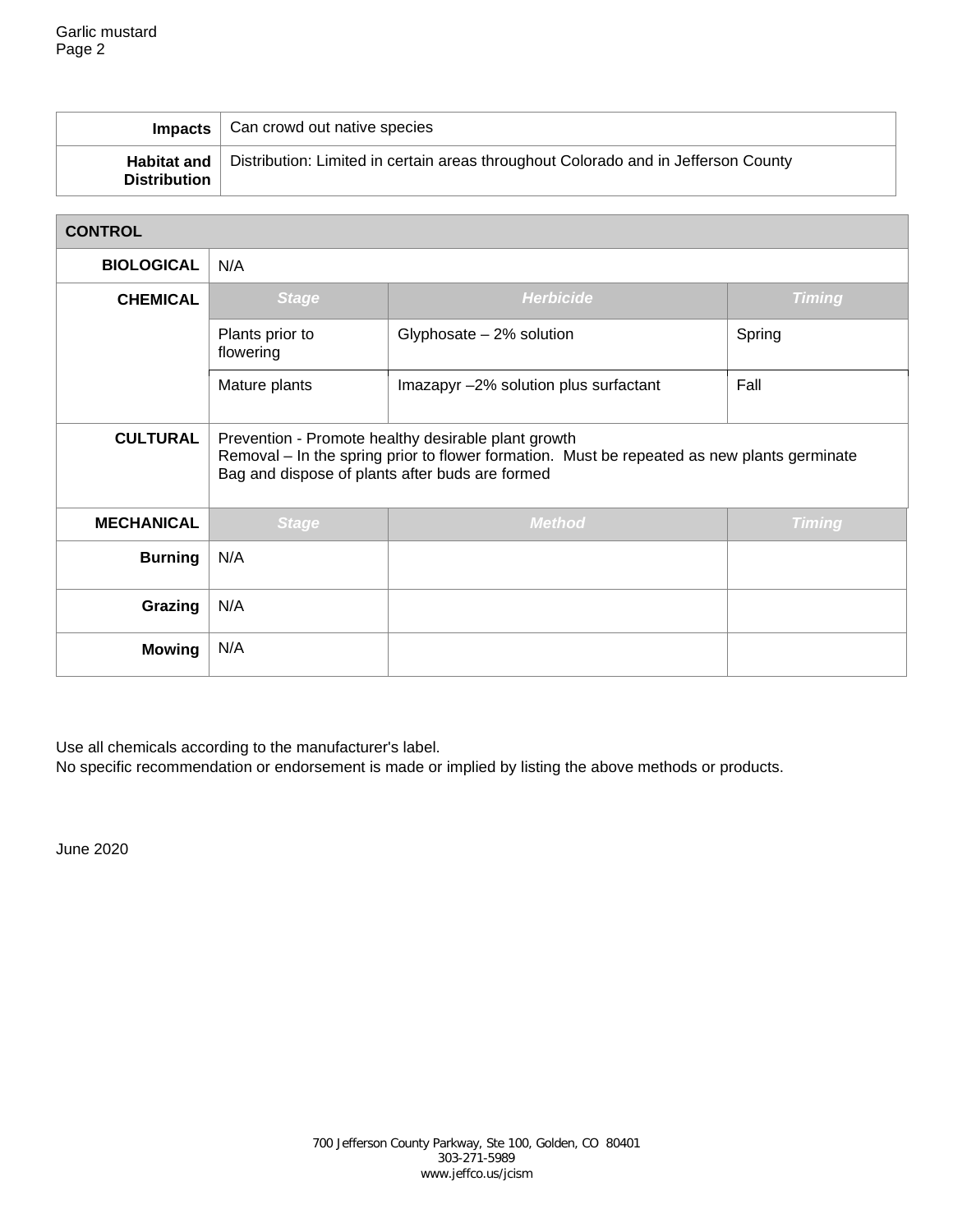| | |
|---|---|
| **Impacts** | Can crowd out native species |
| **Habitat and Distribution** | Distribution: Limited in certain areas throughout Colorado and in Jefferson County |

| **CONTROL** | | | |
|---|---|---|---|
| **BIOLOGICAL** | N/A | | |
| **CHEMICAL** | ***Stage*** | ***Herbicide*** | ***Timing*** |
| | Plants prior to flowering | Glyphosate – 2% solution | Spring |
| | Mature plants | Imazapyr –2% solution plus surfactant | Fall |
| **CULTURAL** | Prevention - Promote healthy desirable plant growth<br>Removal – In the spring prior to flower formation. Must be repeated as new plants germinate<br>Bag and dispose of plants after buds are formed | | |
| **MECHANICAL** | ***Stage*** | ***Method*** | ***Timing*** |
| **Burning** | N/A | | |
| **Grazing** | N/A | | |
| **Mowing** | N/A | | |

Use all chemicals according to the manufacturer's label.
No specific recommendation or endorsement is made or implied by listing the above methods or products.

June 2020

700 Jefferson County Parkway, Ste 100, Golden, CO 80401
303-271-5989
www.jeffco.us/jcism